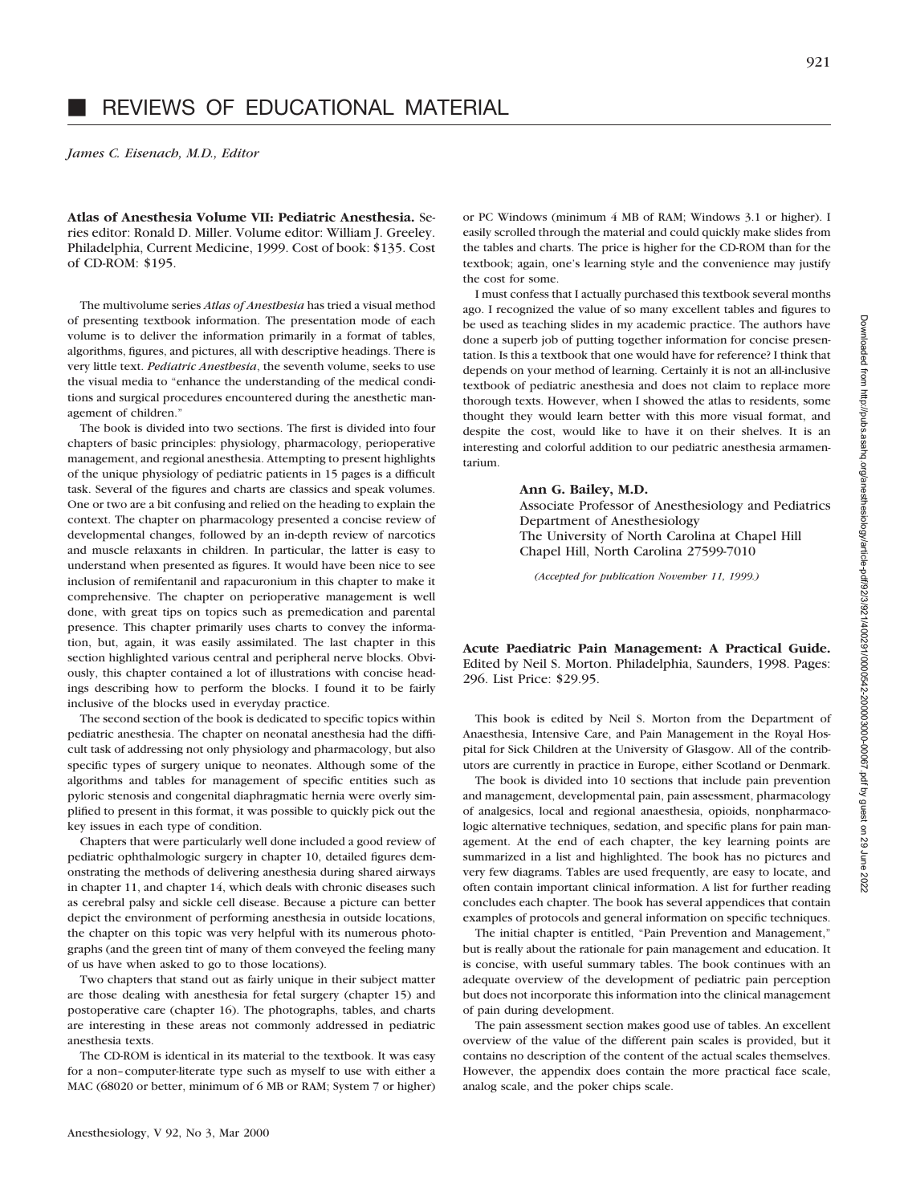# REVIEWS OF EDUCATIONAL MATERIAL

*James C. Eisenach, M.D., Editor*

**Atlas of Anesthesia Volume VII: Pediatric Anesthesia.** Series editor: Ronald D. Miller. Volume editor: William J. Greeley. Philadelphia, Current Medicine, 1999. Cost of book: $135. Cost of CD-ROM: $195.

The multivolume series *Atlas of Anesthesia* has tried a visual method of presenting textbook information. The presentation mode of each volume is to deliver the information primarily in a format of tables, algorithms, figures, and pictures, all with descriptive headings. There is very little text. *Pediatric Anesthesia*, the seventh volume, seeks to use the visual media to "enhance the understanding of the medical conditions and surgical procedures encountered during the anesthetic management of children."

The book is divided into two sections. The first is divided into four chapters of basic principles: physiology, pharmacology, perioperative management, and regional anesthesia. Attempting to present highlights of the unique physiology of pediatric patients in 15 pages is a difficult task. Several of the figures and charts are classics and speak volumes. One or two are a bit confusing and relied on the heading to explain the context. The chapter on pharmacology presented a concise review of developmental changes, followed by an in-depth review of narcotics and muscle relaxants in children. In particular, the latter is easy to understand when presented as figures. It would have been nice to see inclusion of remifentanil and rapacuronium in this chapter to make it comprehensive. The chapter on perioperative management is well done, with great tips on topics such as premedication and parental presence. This chapter primarily uses charts to convey the information, but, again, it was easily assimilated. The last chapter in this section highlighted various central and peripheral nerve blocks. Obviously, this chapter contained a lot of illustrations with concise headings describing how to perform the blocks. I found it to be fairly inclusive of the blocks used in everyday practice.

The second section of the book is dedicated to specific topics within pediatric anesthesia. The chapter on neonatal anesthesia had the difficult task of addressing not only physiology and pharmacology, but also specific types of surgery unique to neonates. Although some of the algorithms and tables for management of specific entities such as pyloric stenosis and congenital diaphragmatic hernia were overly simplified to present in this format, it was possible to quickly pick out the key issues in each type of condition.

Chapters that were particularly well done included a good review of pediatric ophthalmologic surgery in chapter 10, detailed figures demonstrating the methods of delivering anesthesia during shared airways in chapter 11, and chapter 14, which deals with chronic diseases such as cerebral palsy and sickle cell disease. Because a picture can better depict the environment of performing anesthesia in outside locations, the chapter on this topic was very helpful with its numerous photographs (and the green tint of many of them conveyed the feeling many of us have when asked to go to those locations).

Two chapters that stand out as fairly unique in their subject matter are those dealing with anesthesia for fetal surgery (chapter 15) and postoperative care (chapter 16). The photographs, tables, and charts are interesting in these areas not commonly addressed in pediatric anesthesia texts.

The CD-ROM is identical in its material to the textbook. It was easy for a non–computer-literate type such as myself to use with either a MAC (68020 or better, minimum of 6 MB or RAM; System 7 or higher) or PC Windows (minimum 4 MB of RAM; Windows 3.1 or higher). I easily scrolled through the material and could quickly make slides from the tables and charts. The price is higher for the CD-ROM than for the textbook; again, one's learning style and the convenience may justify the cost for some.

I must confess that I actually purchased this textbook several months ago. I recognized the value of so many excellent tables and figures to be used as teaching slides in my academic practice. The authors have done a superb job of putting together information for concise presentation. Is this a textbook that one would have for reference? I think that depends on your method of learning. Certainly it is not an all-inclusive textbook of pediatric anesthesia and does not claim to replace more thorough texts. However, when I showed the atlas to residents, some thought they would learn better with this more visual format, and despite the cost, would like to have it on their shelves. It is an interesting and colorful addition to our pediatric anesthesia armamentarium.

**Ann G. Bailey, M.D.**
Associate Professor of Anesthesiology and Pediatrics
Department of Anesthesiology
The University of North Carolina at Chapel Hill
Chapel Hill, North Carolina 27599-7010

*(Accepted for publication November 11, 1999.)*

**Acute Paediatric Pain Management: A Practical Guide.** Edited by Neil S. Morton. Philadelphia, Saunders, 1998. Pages: 296. List Price: $29.95.

This book is edited by Neil S. Morton from the Department of Anaesthesia, Intensive Care, and Pain Management in the Royal Hospital for Sick Children at the University of Glasgow. All of the contributors are currently in practice in Europe, either Scotland or Denmark.

The book is divided into 10 sections that include pain prevention and management, developmental pain, pain assessment, pharmacology of analgesics, local and regional anaesthesia, opioids, nonpharmacologic alternative techniques, sedation, and specific plans for pain management. At the end of each chapter, the key learning points are summarized in a list and highlighted. The book has no pictures and very few diagrams. Tables are used frequently, are easy to locate, and often contain important clinical information. A list for further reading concludes each chapter. The book has several appendices that contain examples of protocols and general information on specific techniques.

The initial chapter is entitled, "Pain Prevention and Management," but is really about the rationale for pain management and education. It is concise, with useful summary tables. The book continues with an adequate overview of the development of pediatric pain perception but does not incorporate this information into the clinical management of pain during development.

The pain assessment section makes good use of tables. An excellent overview of the value of the different pain scales is provided, but it contains no description of the content of the actual scales themselves. However, the appendix does contain the more practical face scale, analog scale, and the poker chips scale.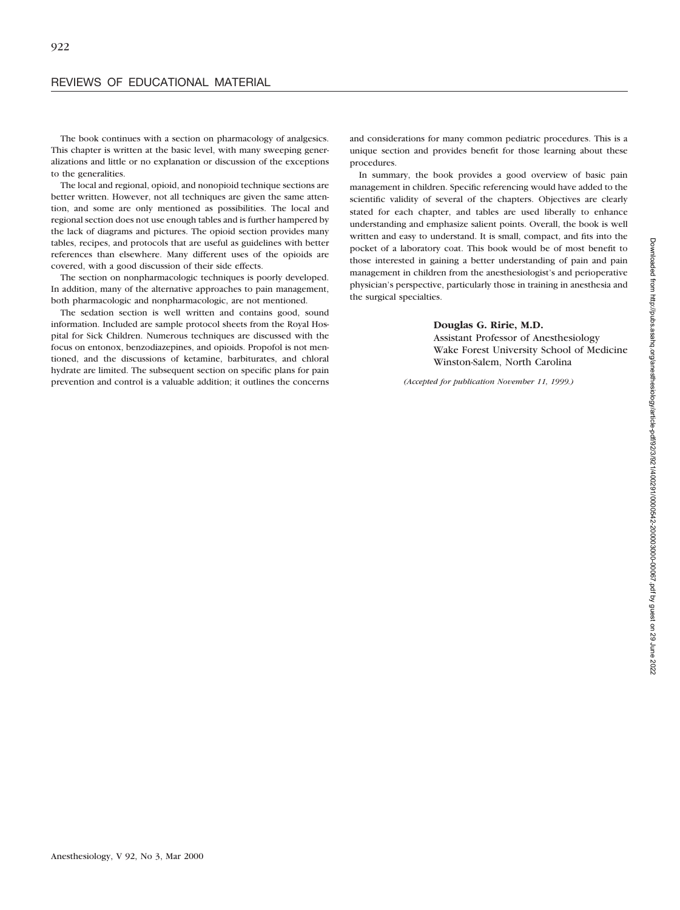The book continues with a section on pharmacology of analgesics. This chapter is written at the basic level, with many sweeping generalizations and little or no explanation or discussion of the exceptions to the generalities.

The local and regional, opioid, and nonopioid technique sections are better written. However, not all techniques are given the same attention, and some are only mentioned as possibilities. The local and regional section does not use enough tables and is further hampered by the lack of diagrams and pictures. The opioid section provides many tables, recipes, and protocols that are useful as guidelines with better references than elsewhere. Many different uses of the opioids are covered, with a good discussion of their side effects.

The section on nonpharmacologic techniques is poorly developed. In addition, many of the alternative approaches to pain management, both pharmacologic and nonpharmacologic, are not mentioned.

The sedation section is well written and contains good, sound information. Included are sample protocol sheets from the Royal Hospital for Sick Children. Numerous techniques are discussed with the focus on entonox, benzodiazepines, and opioids. Propofol is not mentioned, and the discussions of ketamine, barbiturates, and chloral hydrate are limited. The subsequent section on specific plans for pain prevention and control is a valuable addition; it outlines the concerns and considerations for many common pediatric procedures. This is a unique section and provides benefit for those learning about these procedures.

In summary, the book provides a good overview of basic pain management in children. Specific referencing would have added to the scientific validity of several of the chapters. Objectives are clearly stated for each chapter, and tables are used liberally to enhance understanding and emphasize salient points. Overall, the book is well written and easy to understand. It is small, compact, and fits into the pocket of a laboratory coat. This book would be of most benefit to those interested in gaining a better understanding of pain and pain management in children from the anesthesiologist's and perioperative physician's perspective, particularly those in training in anesthesia and the surgical specialties.

**Douglas G. Ririe, M.D.**
Assistant Professor of Anesthesiology
Wake Forest University School of Medicine
Winston-Salem, North Carolina

*(Accepted for publication November 11, 1999.)*